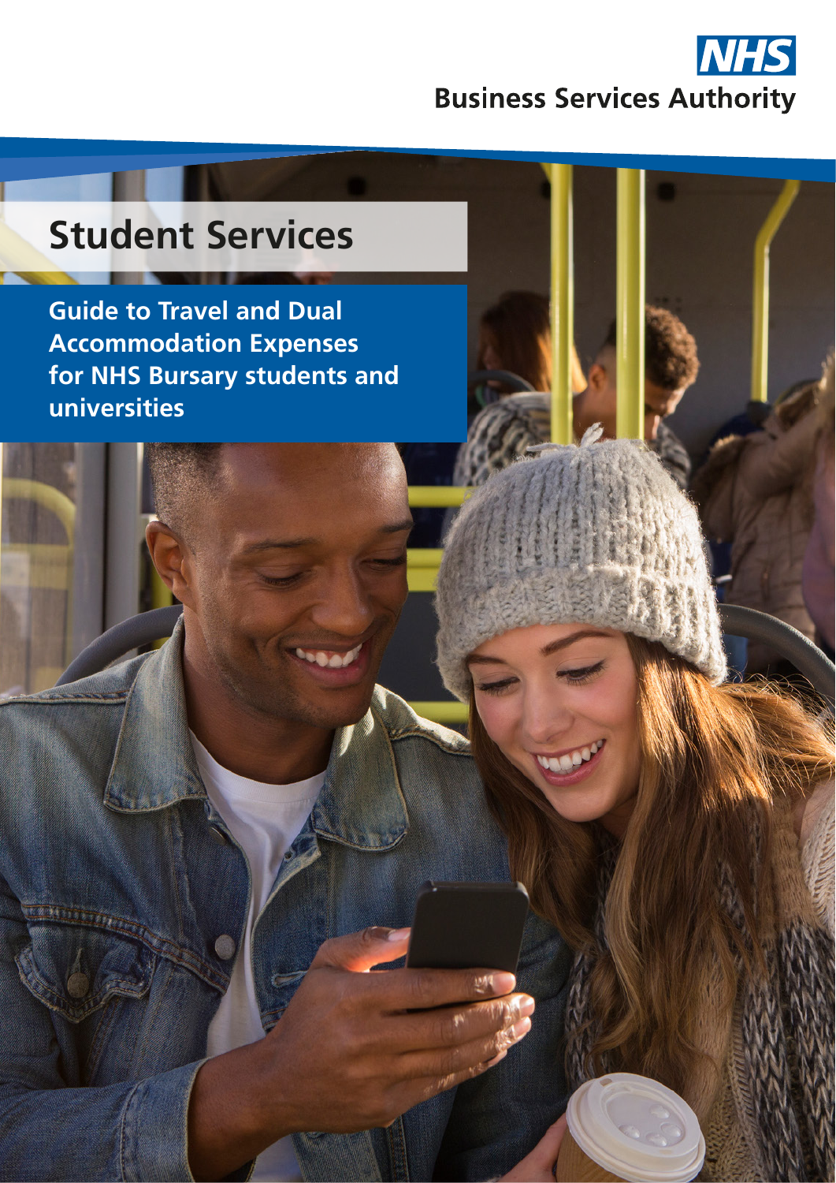NHS

Business Services Authority

# Student Services

## Guide to Travel and Dual Accommodation Expenses for NHS Bursary students and universities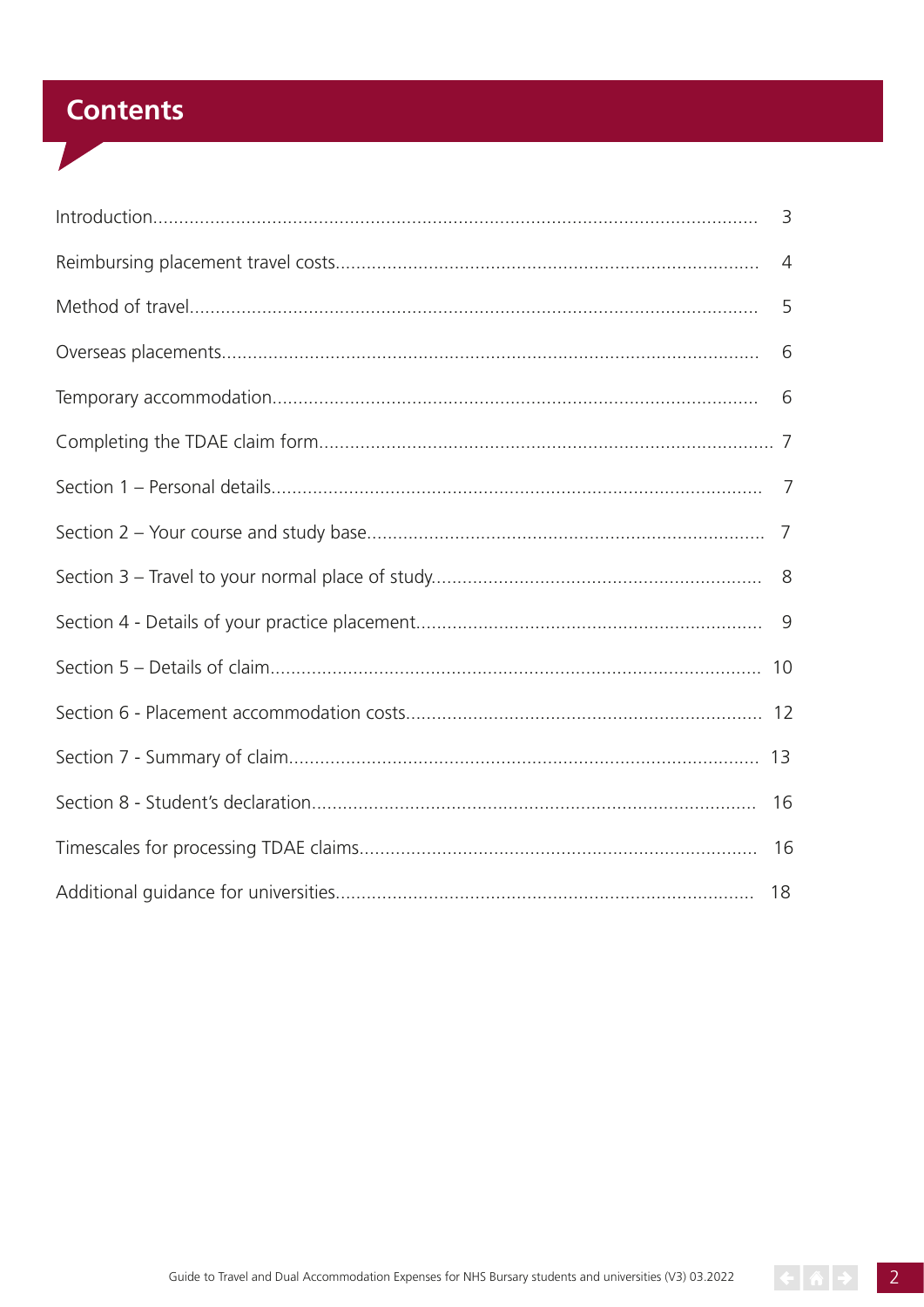# Contents

| | |
|---|---|
| Introduction | 3 |
| Reimbursing placement travel costs | 4 |
| Method of travel | 5 |
| Overseas placements | 6 |
| Temporary accommodation | 6 |
| Completing the TDAE claim form | 7 |
| Section 1 – Personal details | 7 |
| Section 2 – Your course and study base | 7 |
| Section 3 – Travel to your normal place of study | 8 |
| Section 4 - Details of your practice placement | 9 |
| Section 5 – Details of claim | 10 |
| Section 6 - Placement accommodation costs | 12 |
| Section 7 - Summary of claim | 13 |
| Section 8 - Student's declaration | 16 |
| Timescales for processing TDAE claims | 16 |
| Additional guidance for universities | 18 |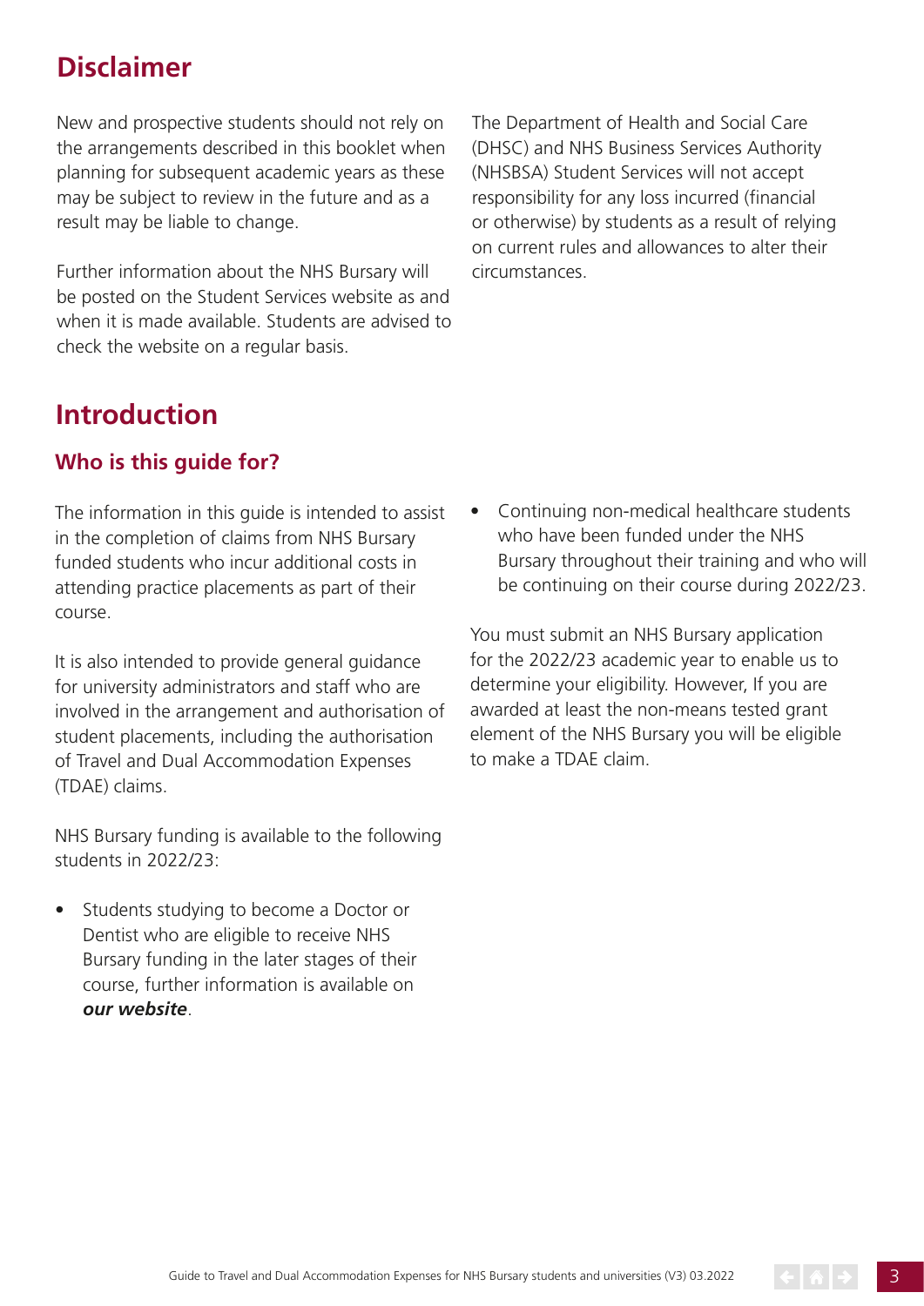# Disclaimer

New and prospective students should not rely on the arrangements described in this booklet when planning for subsequent academic years as these may be subject to review in the future and as a result may be liable to change.

Further information about the NHS Bursary will be posted on the Student Services website as and when it is made available. Students are advised to check the website on a regular basis.

The Department of Health and Social Care (DHSC) and NHS Business Services Authority (NHSBSA) Student Services will not accept responsibility for any loss incurred (financial or otherwise) by students as a result of relying on current rules and allowances to alter their circumstances.

# Introduction

## Who is this guide for?

The information in this guide is intended to assist in the completion of claims from NHS Bursary funded students who incur additional costs in attending practice placements as part of their course.

It is also intended to provide general guidance for university administrators and staff who are involved in the arrangement and authorisation of student placements, including the authorisation of Travel and Dual Accommodation Expenses (TDAE) claims.

NHS Bursary funding is available to the following students in 2022/23:

- Students studying to become a Doctor or Dentist who are eligible to receive NHS Bursary funding in the later stages of their course, further information is available on ***our website***.
- Continuing non-medical healthcare students who have been funded under the NHS Bursary throughout their training and who will be continuing on their course during 2022/23.

You must submit an NHS Bursary application for the 2022/23 academic year to enable us to determine your eligibility. However, If you are awarded at least the non-means tested grant element of the NHS Bursary you will be eligible to make a TDAE claim.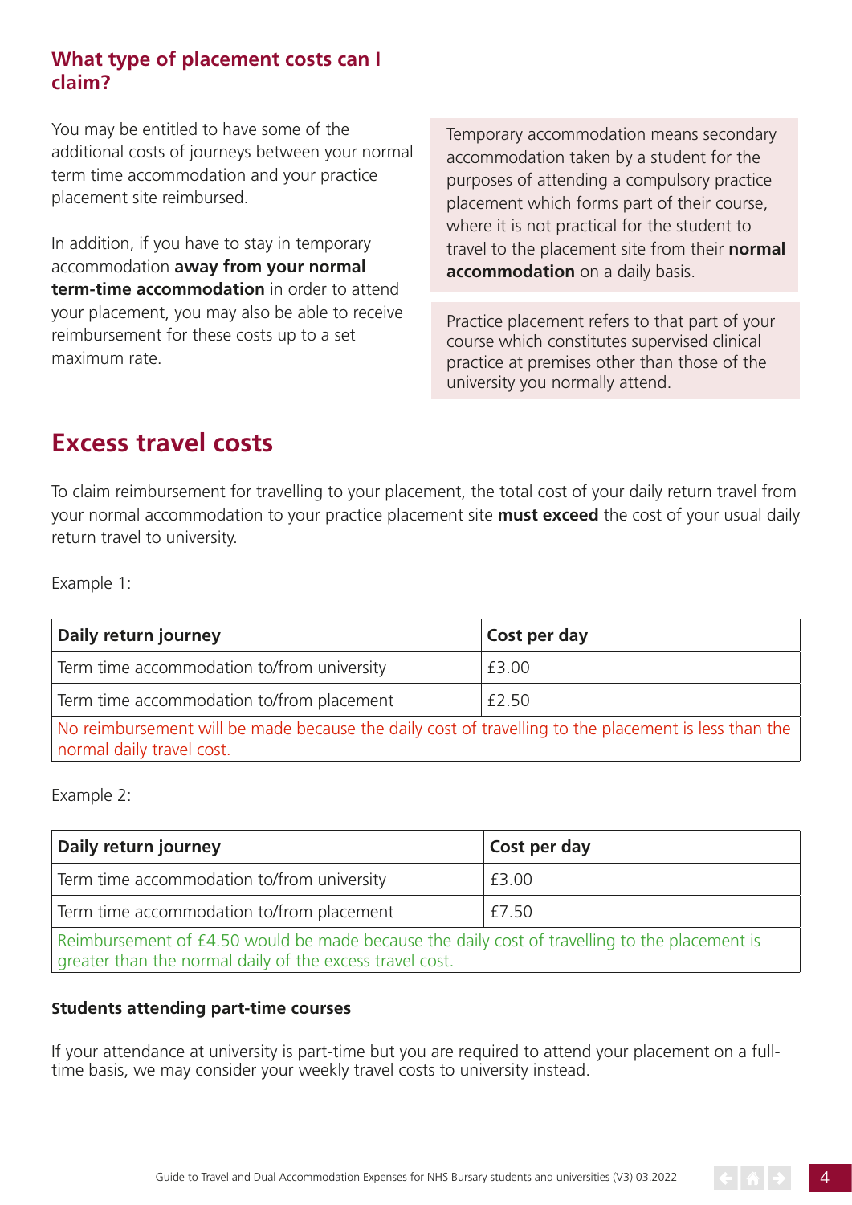## What type of placement costs can I claim?

You may be entitled to have some of the additional costs of journeys between your normal term time accommodation and your practice placement site reimbursed.

In addition, if you have to stay in temporary accommodation **away from your normal term-time accommodation** in order to attend your placement, you may also be able to receive reimbursement for these costs up to a set maximum rate.

Temporary accommodation means secondary accommodation taken by a student for the purposes of attending a compulsory practice placement which forms part of their course, where it is not practical for the student to travel to the placement site from their **normal accommodation** on a daily basis.

Practice placement refers to that part of your course which constitutes supervised clinical practice at premises other than those of the university you normally attend.

# Excess travel costs

To claim reimbursement for travelling to your placement, the total cost of your daily return travel from your normal accommodation to your practice placement site **must exceed** the cost of your usual daily return travel to university.

Example 1:

| Daily return journey | Cost per day |
|---|---|
| Term time accommodation to/from university | £3.00 |
| Term time accommodation to/from placement | £2.50 |
| No reimbursement will be made because the daily cost of travelling to the placement is less than the normal daily travel cost. | |

Example 2:

| Daily return journey | Cost per day |
|---|---|
| Term time accommodation to/from university | £3.00 |
| Term time accommodation to/from placement | £7.50 |
| Reimbursement of £4.50 would be made because the daily cost of travelling to the placement is greater than the normal daily of the excess travel cost. | |

**Students attending part-time courses**

If your attendance at university is part-time but you are required to attend your placement on a full-time basis, we may consider your weekly travel costs to university instead.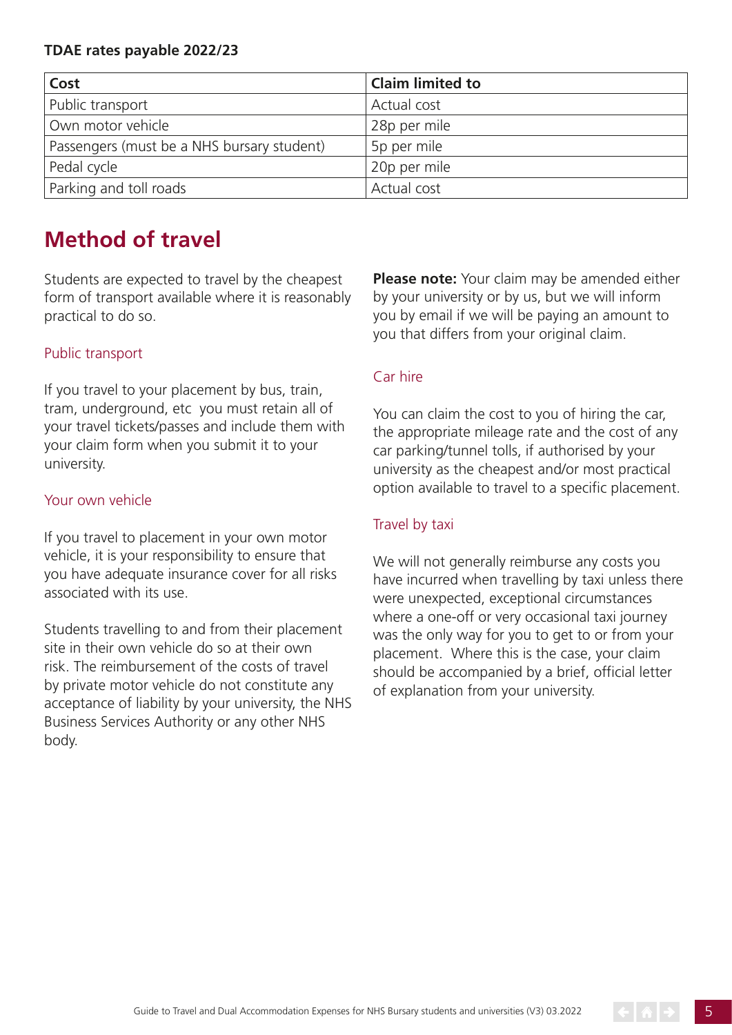**TDAE rates payable 2022/23**

| Cost | Claim limited to |
|---|---|
| Public transport | Actual cost |
| Own motor vehicle | 28p per mile |
| Passengers (must be a NHS bursary student) | 5p per mile |
| Pedal cycle | 20p per mile |
| Parking and toll roads | Actual cost |

## Method of travel

Students are expected to travel by the cheapest form of transport available where it is reasonably practical to do so.

### Public transport

If you travel to your placement by bus, train, tram, underground, etc you must retain all of your travel tickets/passes and include them with your claim form when you submit it to your university.

### Your own vehicle

If you travel to placement in your own motor vehicle, it is your responsibility to ensure that you have adequate insurance cover for all risks associated with its use.

Students travelling to and from their placement site in their own vehicle do so at their own risk. The reimbursement of the costs of travel by private motor vehicle do not constitute any acceptance of liability by your university, the NHS Business Services Authority or any other NHS body.

**Please note:** Your claim may be amended either by your university or by us, but we will inform you by email if we will be paying an amount to you that differs from your original claim.

### Car hire

You can claim the cost to you of hiring the car, the appropriate mileage rate and the cost of any car parking/tunnel tolls, if authorised by your university as the cheapest and/or most practical option available to travel to a specific placement.

### Travel by taxi

We will not generally reimburse any costs you have incurred when travelling by taxi unless there were unexpected, exceptional circumstances where a one-off or very occasional taxi journey was the only way for you to get to or from your placement. Where this is the case, your claim should be accompanied by a brief, official letter of explanation from your university.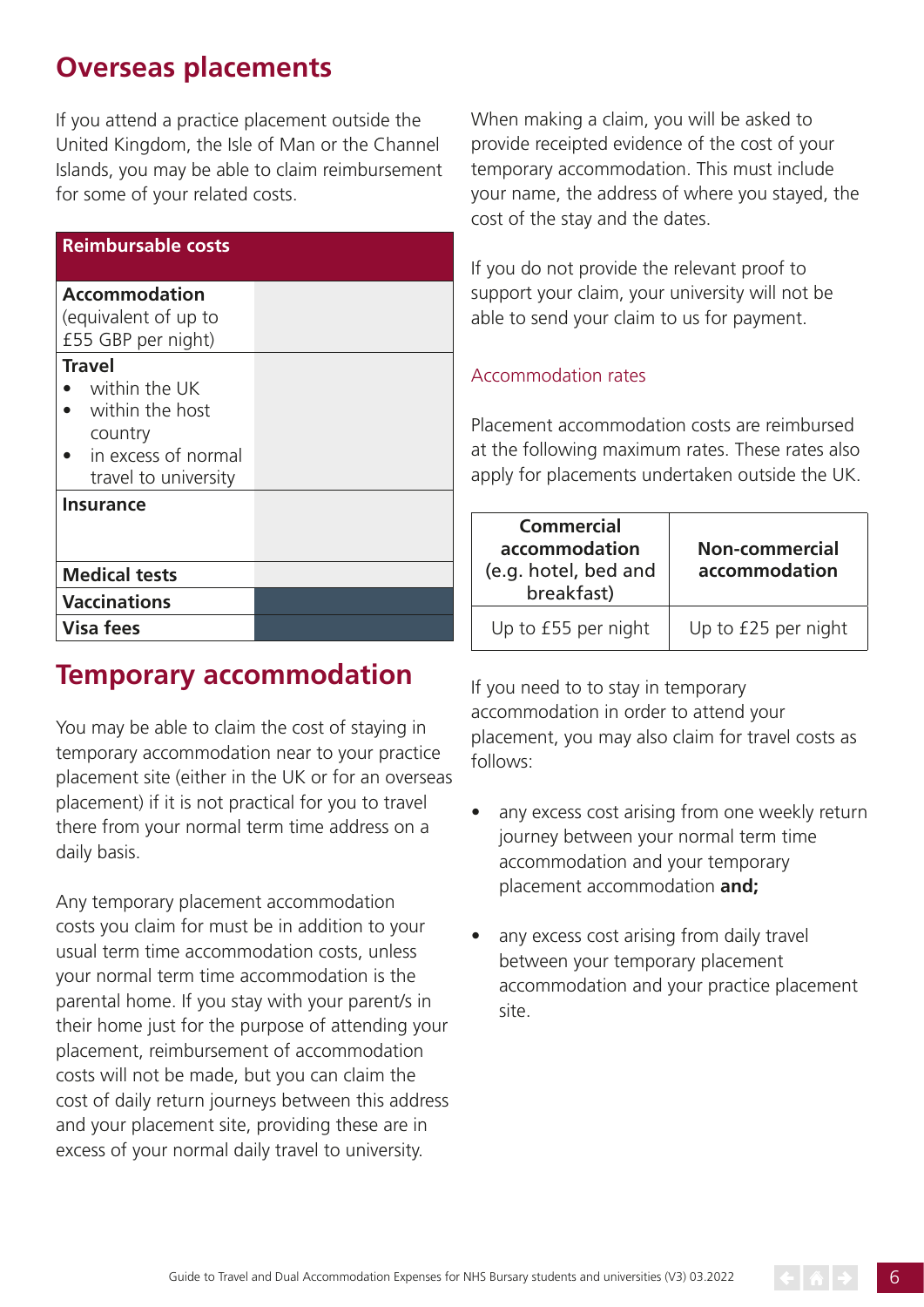## Overseas placements

If you attend a practice placement outside the United Kingdom, the Isle of Man or the Channel Islands, you may be able to claim reimbursement for some of your related costs.

| Reimbursable costs | |
|---|---|
| **Accommodation** (equivalent of up to £55 GBP per night) | |
| **Travel**<br>• within the UK<br>• within the host country<br>• in excess of normal travel to university | |
| **Insurance** | |
| **Medical tests** | |
| **Vaccinations** | |
| **Visa fees** | |

When making a claim, you will be asked to provide receipted evidence of the cost of your temporary accommodation. This must include your name, the address of where you stayed, the cost of the stay and the dates.

If you do not provide the relevant proof to support your claim, your university will not be able to send your claim to us for payment.

## Temporary accommodation

You may be able to claim the cost of staying in temporary accommodation near to your practice placement site (either in the UK or for an overseas placement) if it is not practical for you to travel there from your normal term time address on a daily basis.

Any temporary placement accommodation costs you claim for must be in addition to your usual term time accommodation costs, unless your normal term time accommodation is the parental home. If you stay with your parent/s in their home just for the purpose of attending your placement, reimbursement of accommodation costs will not be made, but you can claim the cost of daily return journeys between this address and your placement site, providing these are in excess of your normal daily travel to university.

### Accommodation rates

Placement accommodation costs are reimbursed at the following maximum rates. These rates also apply for placements undertaken outside the UK.

| Commercial accommodation (e.g. hotel, bed and breakfast) | Non-commercial accommodation |
|---|---|
| Up to £55 per night | Up to £25 per night |

If you need to to stay in temporary accommodation in order to attend your placement, you may also claim for travel costs as follows:

- any excess cost arising from one weekly return journey between your normal term time accommodation and your temporary placement accommodation **and;**
- any excess cost arising from daily travel between your temporary placement accommodation and your practice placement site.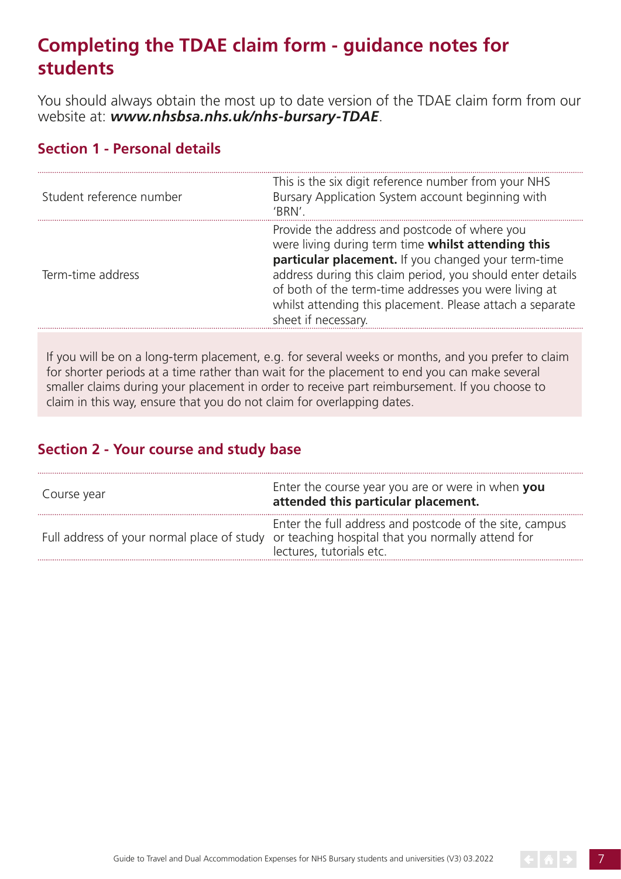## Completing the TDAE claim form - guidance notes for students

You should always obtain the most up to date version of the TDAE claim form from our website at: ***www.nhsbsa.nhs.uk/nhs-bursary-TDAE***.

### Section 1 - Personal details

| | |
|---|---|
| Student reference number | This is the six digit reference number from your NHS Bursary Application System account beginning with 'BRN'. |
| Term-time address | Provide the address and postcode of where you were living during term time **whilst attending this particular placement.** If you changed your term-time address during this claim period, you should enter details of both of the term-time addresses you were living at whilst attending this placement. Please attach a separate sheet if necessary. |

If you will be on a long-term placement, e.g. for several weeks or months, and you prefer to claim for shorter periods at a time rather than wait for the placement to end you can make several smaller claims during your placement in order to receive part reimbursement. If you choose to claim in this way, ensure that you do not claim for overlapping dates.

### Section 2 - Your course and study base

| | |
|---|---|
| Course year | Enter the course year you are or were in when **you attended this particular placement.** |
| Full address of your normal place of study | Enter the full address and postcode of the site, campus or teaching hospital that you normally attend for lectures, tutorials etc. |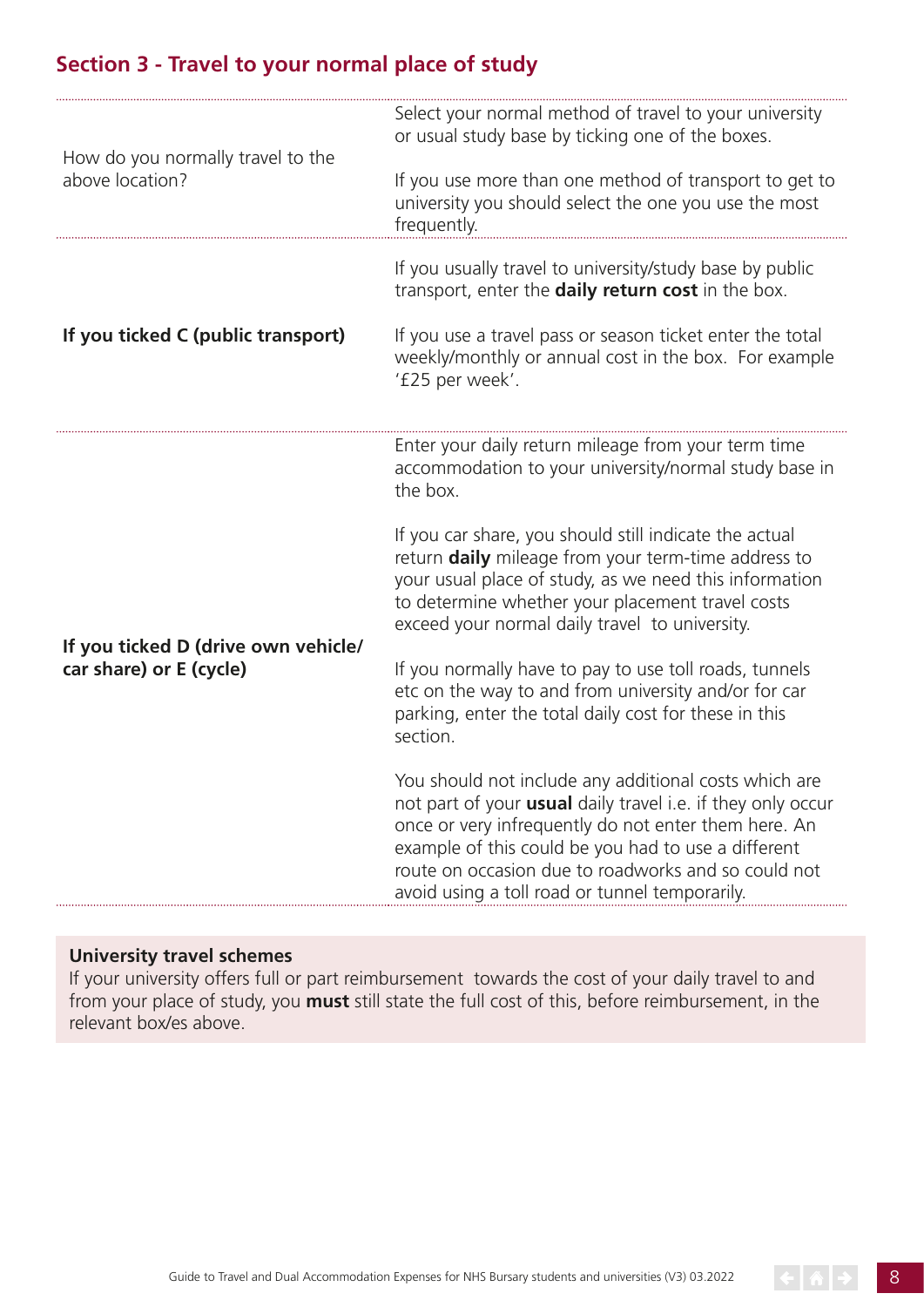## Section 3 - Travel to your normal place of study

| | |
|---|---|
| How do you normally travel to the above location? | Select your normal method of travel to your university or usual study base by ticking one of the boxes.<br><br>If you use more than one method of transport to get to university you should select the one you use the most frequently. |
| **If you ticked C (public transport)** | If you usually travel to university/study base by public transport, enter the **daily return cost** in the box.<br><br>If you use a travel pass or season ticket enter the total weekly/monthly or annual cost in the box. For example '£25 per week'. |
| **If you ticked D (drive own vehicle/ car share) or E (cycle)** | Enter your daily return mileage from your term time accommodation to your university/normal study base in the box.<br><br>If you car share, you should still indicate the actual return **daily** mileage from your term-time address to your usual place of study, as we need this information to determine whether your placement travel costs exceed your normal daily travel to university.<br><br>If you normally have to pay to use toll roads, tunnels etc on the way to and from university and/or for car parking, enter the total daily cost for these in this section.<br><br>You should not include any additional costs which are not part of your **usual** daily travel i.e. if they only occur once or very infrequently do not enter them here. An example of this could be you had to use a different route on occasion due to roadworks and so could not avoid using a toll road or tunnel temporarily. |

**University travel schemes**

If your university offers full or part reimbursement towards the cost of your daily travel to and from your place of study, you **must** still state the full cost of this, before reimbursement, in the relevant box/es above.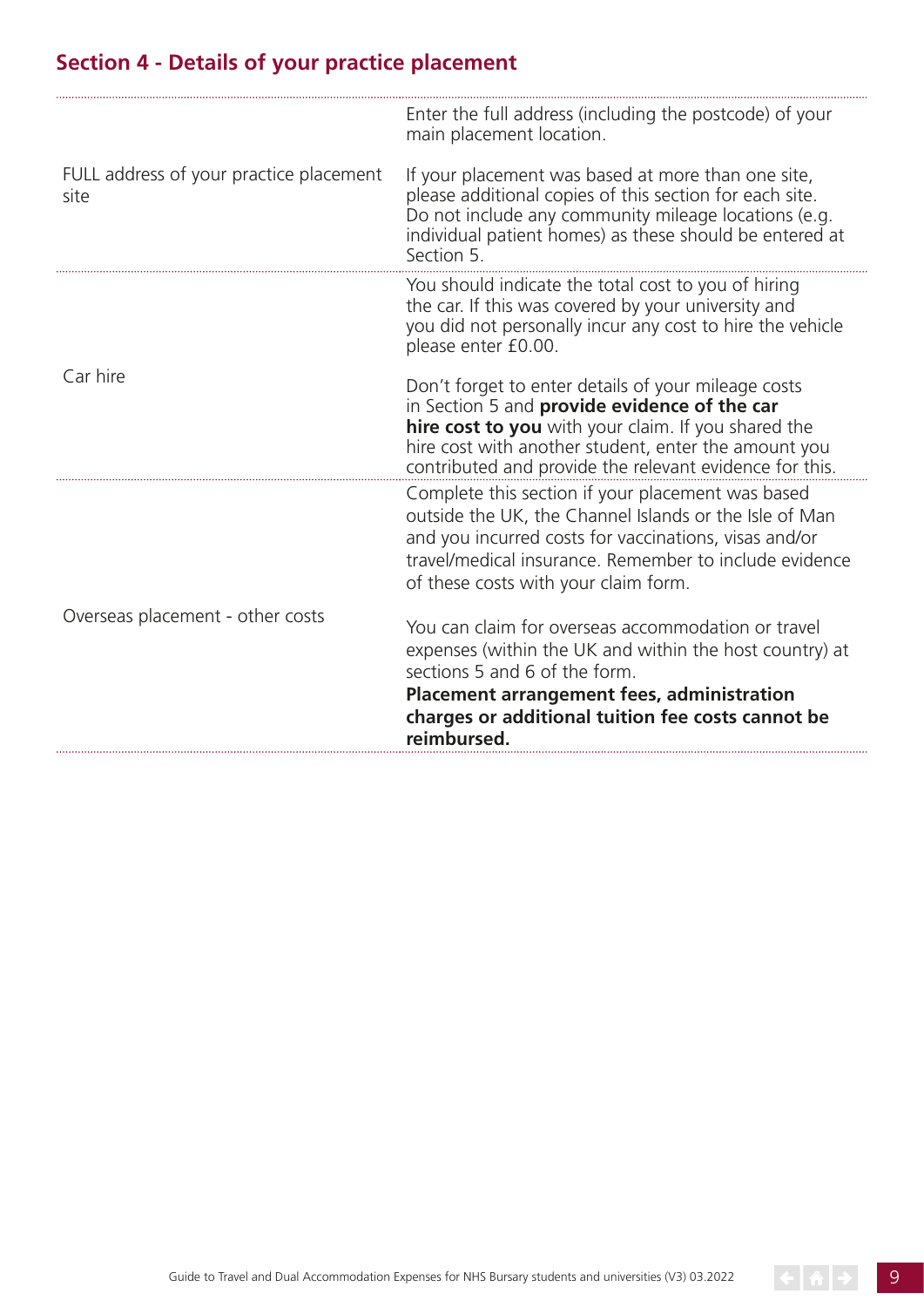## Section 4 - Details of your practice placement

| | |
|---|---|
| FULL address of your practice placement site | Enter the full address (including the postcode) of your main placement location.<br><br>If your placement was based at more than one site, please additional copies of this section for each site. Do not include any community mileage locations (e.g. individual patient homes) as these should be entered at Section 5. |
| Car hire | You should indicate the total cost to you of hiring the car. If this was covered by your university and you did not personally incur any cost to hire the vehicle please enter £0.00.<br><br>Don't forget to enter details of your mileage costs in Section 5 and **provide evidence of the car hire cost to you** with your claim. If you shared the hire cost with another student, enter the amount you contributed and provide the relevant evidence for this. |
| Overseas placement - other costs | Complete this section if your placement was based outside the UK, the Channel Islands or the Isle of Man and you incurred costs for vaccinations, visas and/or travel/medical insurance. Remember to include evidence of these costs with your claim form.<br><br>You can claim for overseas accommodation or travel expenses (within the UK and within the host country) at sections 5 and 6 of the form.<br>**Placement arrangement fees, administration charges or additional tuition fee costs cannot be reimbursed.** |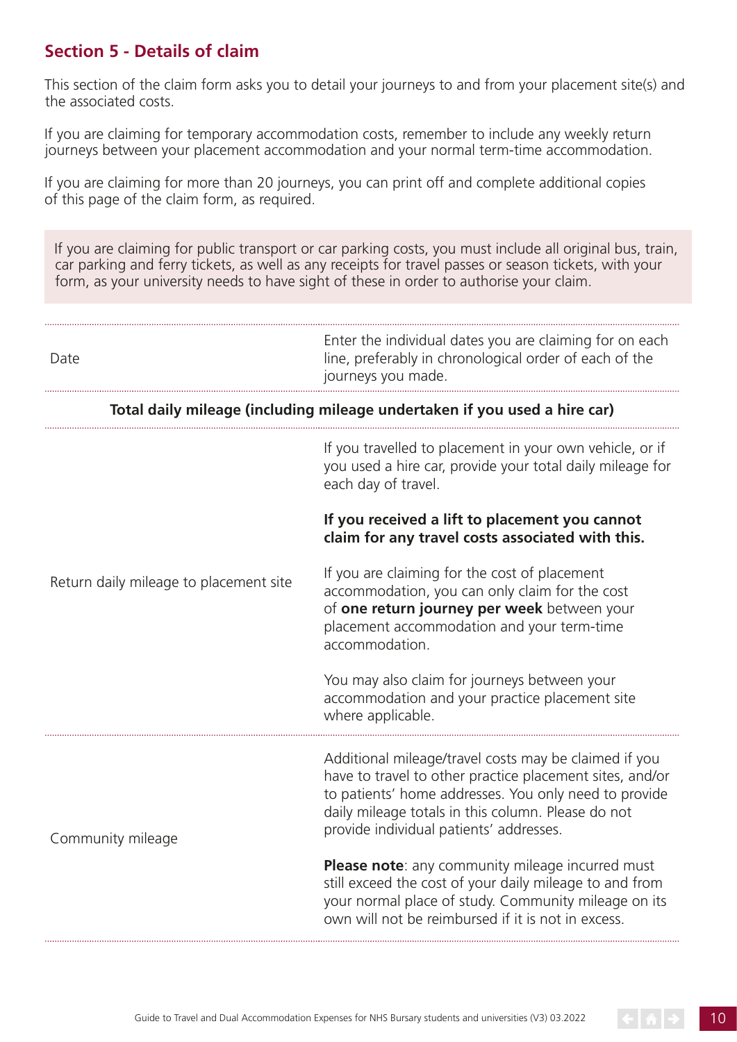## Section 5 - Details of claim

This section of the claim form asks you to detail your journeys to and from your placement site(s) and the associated costs.

If you are claiming for temporary accommodation costs, remember to include any weekly return journeys between your placement accommodation and your normal term-time accommodation.

If you are claiming for more than 20 journeys, you can print off and complete additional copies of this page of the claim form, as required.

> If you are claiming for public transport or car parking costs, you must include all original bus, train, car parking and ferry tickets, as well as any receipts for travel passes or season tickets, with your form, as your university needs to have sight of these in order to authorise your claim.

| | |
|---|---|
| Date | Enter the individual dates you are claiming for on each line, preferably in chronological order of each of the journeys you made. |
| **Total daily mileage (including mileage undertaken if you used a hire car)** | |
| Return daily mileage to placement site | If you travelled to placement in your own vehicle, or if you used a hire car, provide your total daily mileage for each day of travel.<br><br>**If you received a lift to placement you cannot claim for any travel costs associated with this.**<br><br>If you are claiming for the cost of placement accommodation, you can only claim for the cost of **one return journey per week** between your placement accommodation and your term-time accommodation.<br><br>You may also claim for journeys between your accommodation and your practice placement site where applicable. |
| Community mileage | Additional mileage/travel costs may be claimed if you have to travel to other practice placement sites, and/or to patients' home addresses. You only need to provide daily mileage totals in this column. Please do not provide individual patients' addresses.<br><br>**Please note**: any community mileage incurred must still exceed the cost of your daily mileage to and from your normal place of study. Community mileage on its own will not be reimbursed if it is not in excess. |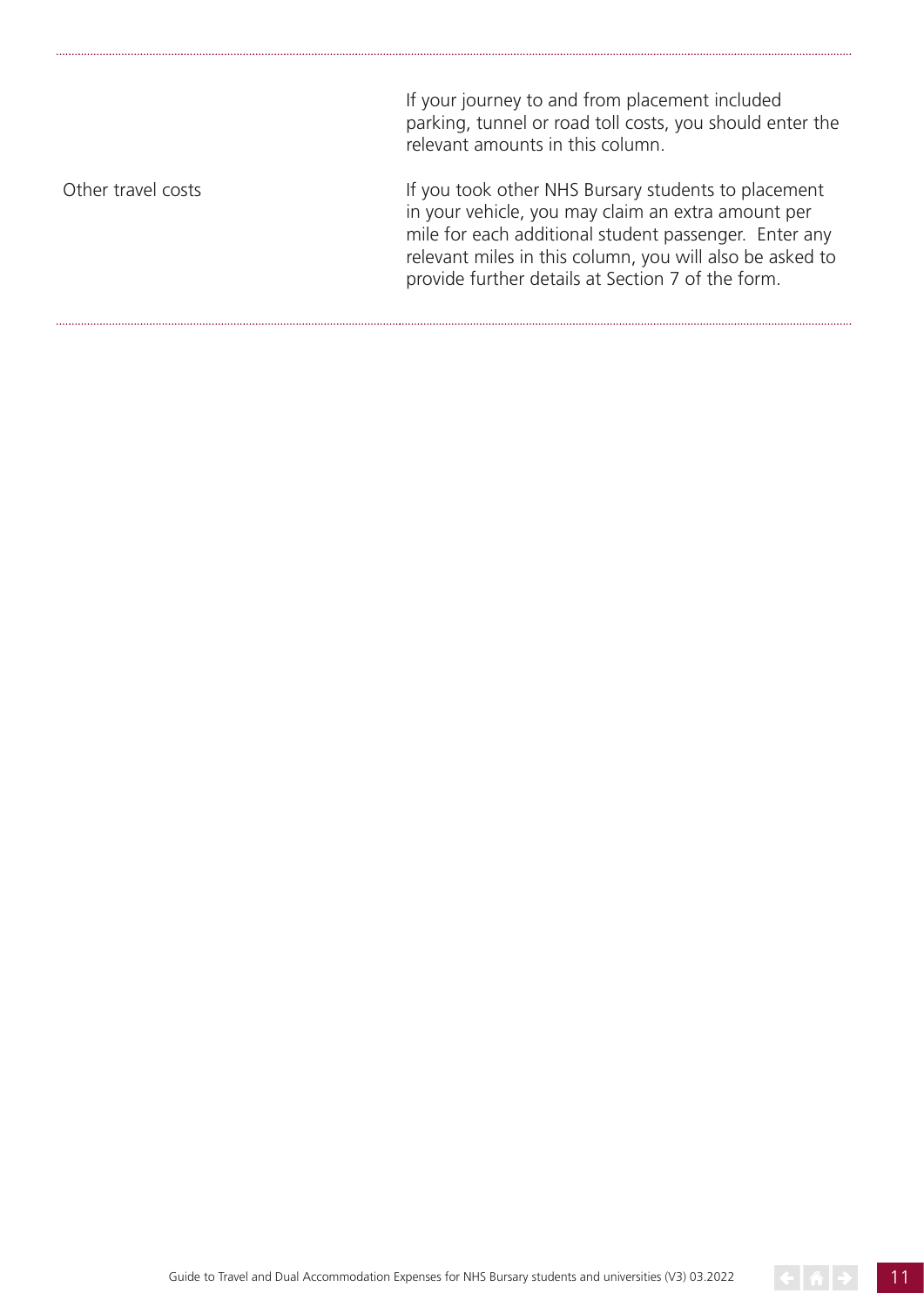| | |
|---|---|
| | If your journey to and from placement included parking, tunnel or road toll costs, you should enter the relevant amounts in this column. |
| Other travel costs | If you took other NHS Bursary students to placement in your vehicle, you may claim an extra amount per mile for each additional student passenger. Enter any relevant miles in this column, you will also be asked to provide further details at Section 7 of the form. |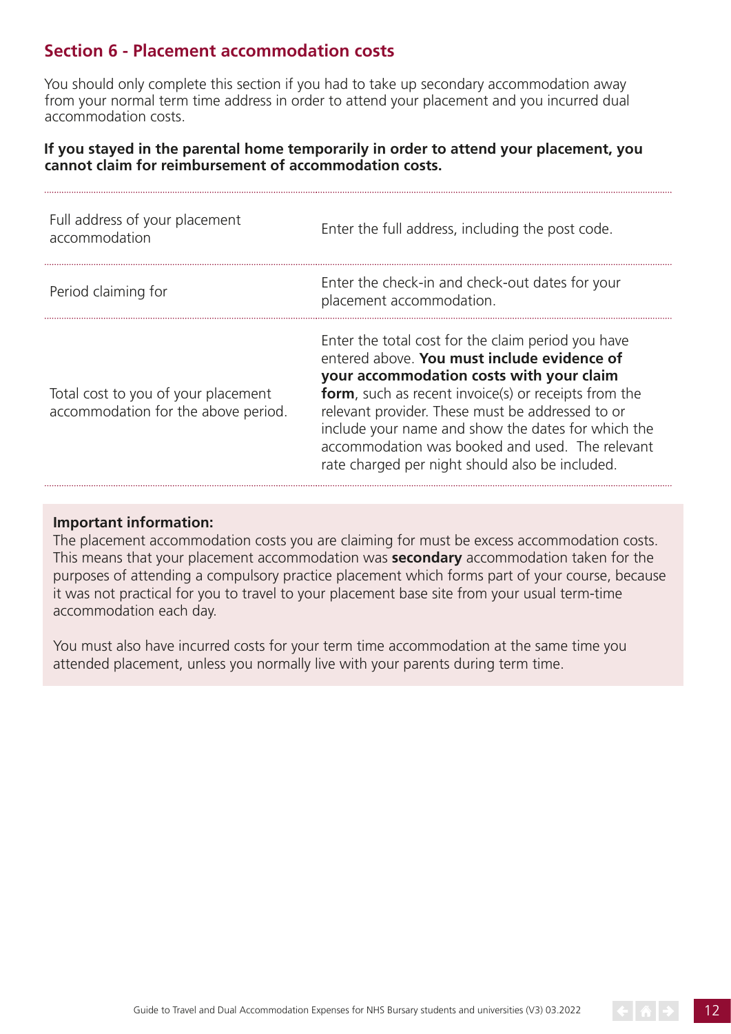## Section 6 - Placement accommodation costs

You should only complete this section if you had to take up secondary accommodation away from your normal term time address in order to attend your placement and you incurred dual accommodation costs.

**If you stayed in the parental home temporarily in order to attend your placement, you cannot claim for reimbursement of accommodation costs.**

| | |
|---|---|
| Full address of your placement accommodation | Enter the full address, including the post code. |
| Period claiming for | Enter the check-in and check-out dates for your placement accommodation. |
| Total cost to you of your placement accommodation for the above period. | Enter the total cost for the claim period you have entered above. **You must include evidence of your accommodation costs with your claim form**, such as recent invoice(s) or receipts from the relevant provider. These must be addressed to or include your name and show the dates for which the accommodation was booked and used. The relevant rate charged per night should also be included. |

**Important information:**
The placement accommodation costs you are claiming for must be excess accommodation costs. This means that your placement accommodation was **secondary** accommodation taken for the purposes of attending a compulsory practice placement which forms part of your course, because it was not practical for you to travel to your placement base site from your usual term-time accommodation each day.

You must also have incurred costs for your term time accommodation at the same time you attended placement, unless you normally live with your parents during term time.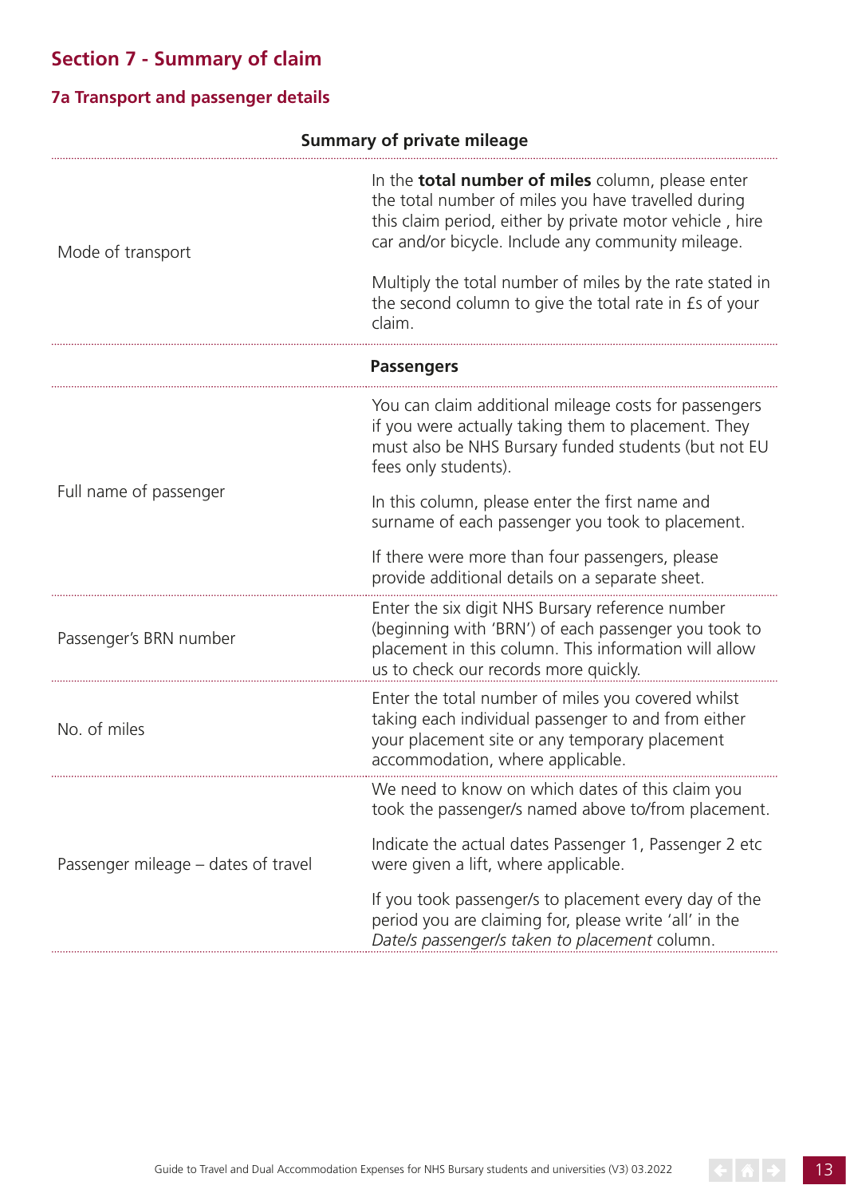## Section 7 - Summary of claim

### 7a Transport and passenger details

| Summary of private mileage | |
|---|---|
| Mode of transport | In the **total number of miles** column, please enter the total number of miles you have travelled during this claim period, either by private motor vehicle , hire car and/or bicycle. Include any community mileage.<br><br>Multiply the total number of miles by the rate stated in the second column to give the total rate in £s of your claim. |
| **Passengers** | |
| Full name of passenger | You can claim additional mileage costs for passengers if you were actually taking them to placement. They must also be NHS Bursary funded students (but not EU fees only students).<br><br>In this column, please enter the first name and surname of each passenger you took to placement.<br><br>If there were more than four passengers, please provide additional details on a separate sheet. |
| Passenger's BRN number | Enter the six digit NHS Bursary reference number (beginning with 'BRN') of each passenger you took to placement in this column. This information will allow us to check our records more quickly. |
| No. of miles | Enter the total number of miles you covered whilst taking each individual passenger to and from either your placement site or any temporary placement accommodation, where applicable. |
| Passenger mileage – dates of travel | We need to know on which dates of this claim you took the passenger/s named above to/from placement.<br><br>Indicate the actual dates Passenger 1, Passenger 2 etc were given a lift, where applicable.<br><br>If you took passenger/s to placement every day of the period you are claiming for, please write 'all' in the *Date/s passenger/s taken to placement* column. |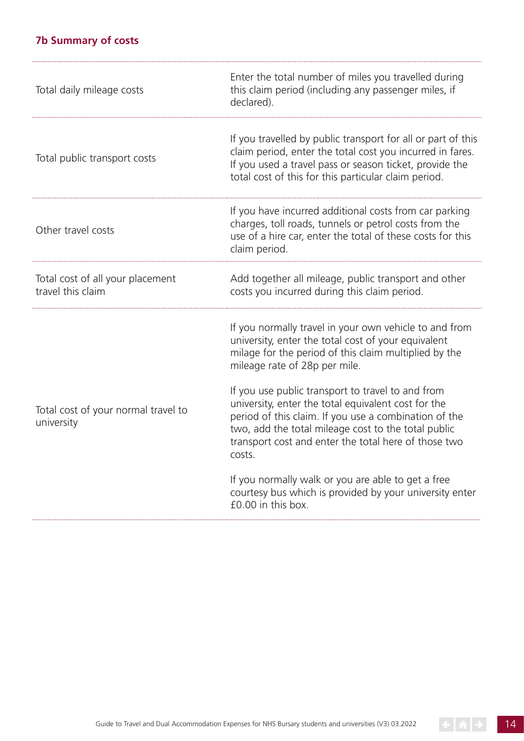### 7b Summary of costs

| | |
|---|---|
| Total daily mileage costs | Enter the total number of miles you travelled during this claim period (including any passenger miles, if declared). |
| Total public transport costs | If you travelled by public transport for all or part of this claim period, enter the total cost you incurred in fares. If you used a travel pass or season ticket, provide the total cost of this for this particular claim period. |
| Other travel costs | If you have incurred additional costs from car parking charges, toll roads, tunnels or petrol costs from the use of a hire car, enter the total of these costs for this claim period. |
| Total cost of all your placement travel this claim | Add together all mileage, public transport and other costs you incurred during this claim period. |
| Total cost of your normal travel to university | If you normally travel in your own vehicle to and from university, enter the total cost of your equivalent milage for the period of this claim multiplied by the mileage rate of 28p per mile.<br><br>If you use public transport to travel to and from university, enter the total equivalent cost for the period of this claim. If you use a combination of the two, add the total mileage cost to the total public transport cost and enter the total here of those two costs.<br><br>If you normally walk or you are able to get a free courtesy bus which is provided by your university enter £0.00 in this box. |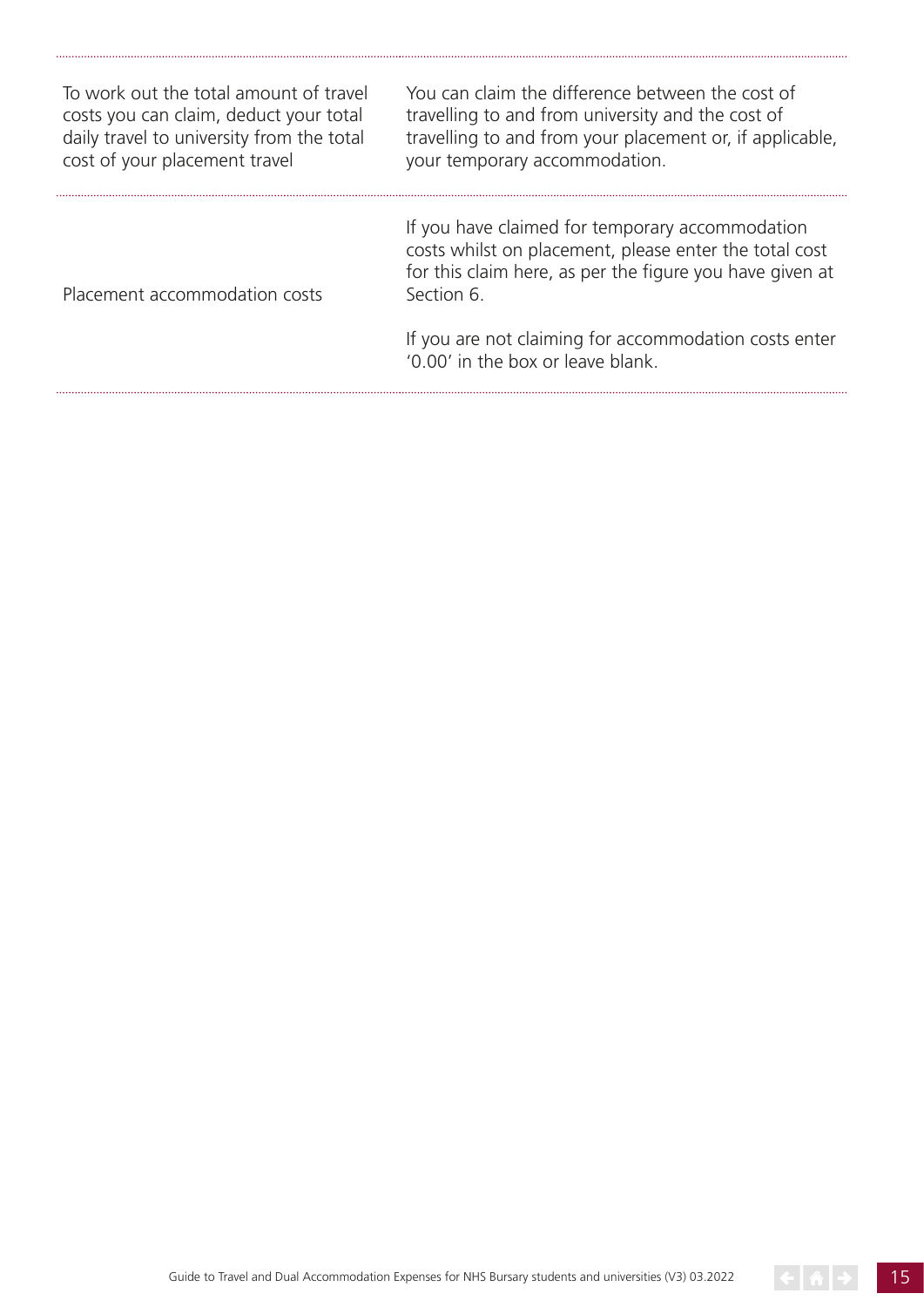| | |
|---|---|
| To work out the total amount of travel costs you can claim, deduct your total daily travel to university from the total cost of your placement travel | You can claim the difference between the cost of travelling to and from university and the cost of travelling to and from your placement or, if applicable, your temporary accommodation. |
| Placement accommodation costs | If you have claimed for temporary accommodation costs whilst on placement, please enter the total cost for this claim here, as per the figure you have given at Section 6.<br><br>If you are not claiming for accommodation costs enter '0.00' in the box or leave blank. |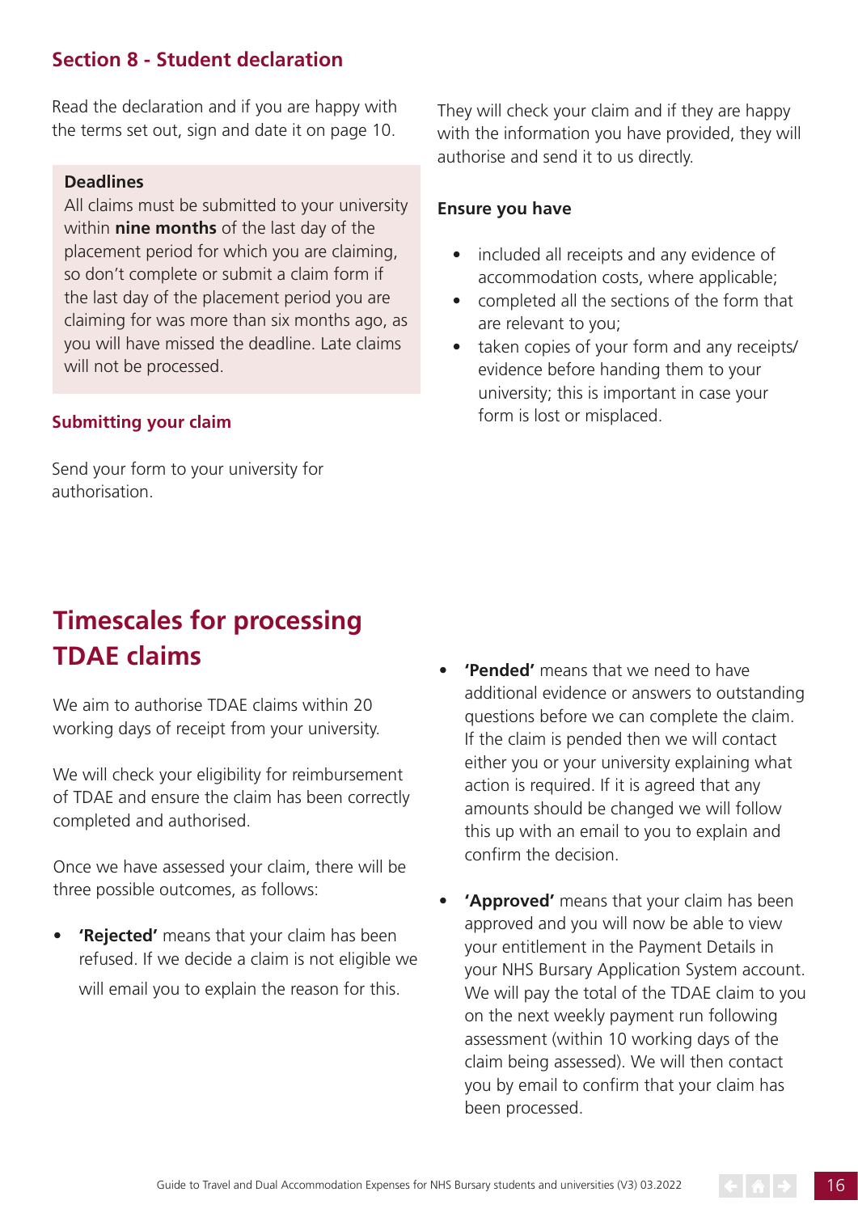### Section 8 - Student declaration

Read the declaration and if you are happy with the terms set out, sign and date it on page 10.

**Deadlines**
All claims must be submitted to your university within **nine months** of the last day of the placement period for which you are claiming, so don't complete or submit a claim form if the last day of the placement period you are claiming for was more than six months ago, as you will have missed the deadline. Late claims will not be processed.

#### Submitting your claim

Send your form to your university for authorisation.

They will check your claim and if they are happy with the information you have provided, they will authorise and send it to us directly.

**Ensure you have**

- included all receipts and any evidence of accommodation costs, where applicable;
- completed all the sections of the form that are relevant to you;
- taken copies of your form and any receipts/ evidence before handing them to your university; this is important in case your form is lost or misplaced.

## Timescales for processing TDAE claims

We aim to authorise TDAE claims within 20 working days of receipt from your university.

We will check your eligibility for reimbursement of TDAE and ensure the claim has been correctly completed and authorised.

Once we have assessed your claim, there will be three possible outcomes, as follows:

- **'Rejected'** means that your claim has been refused. If we decide a claim is not eligible we will email you to explain the reason for this.
- **'Pended'** means that we need to have additional evidence or answers to outstanding questions before we can complete the claim. If the claim is pended then we will contact either you or your university explaining what action is required. If it is agreed that any amounts should be changed we will follow this up with an email to you to explain and confirm the decision.
- **'Approved'** means that your claim has been approved and you will now be able to view your entitlement in the Payment Details in your NHS Bursary Application System account. We will pay the total of the TDAE claim to you on the next weekly payment run following assessment (within 10 working days of the claim being assessed). We will then contact you by email to confirm that your claim has been processed.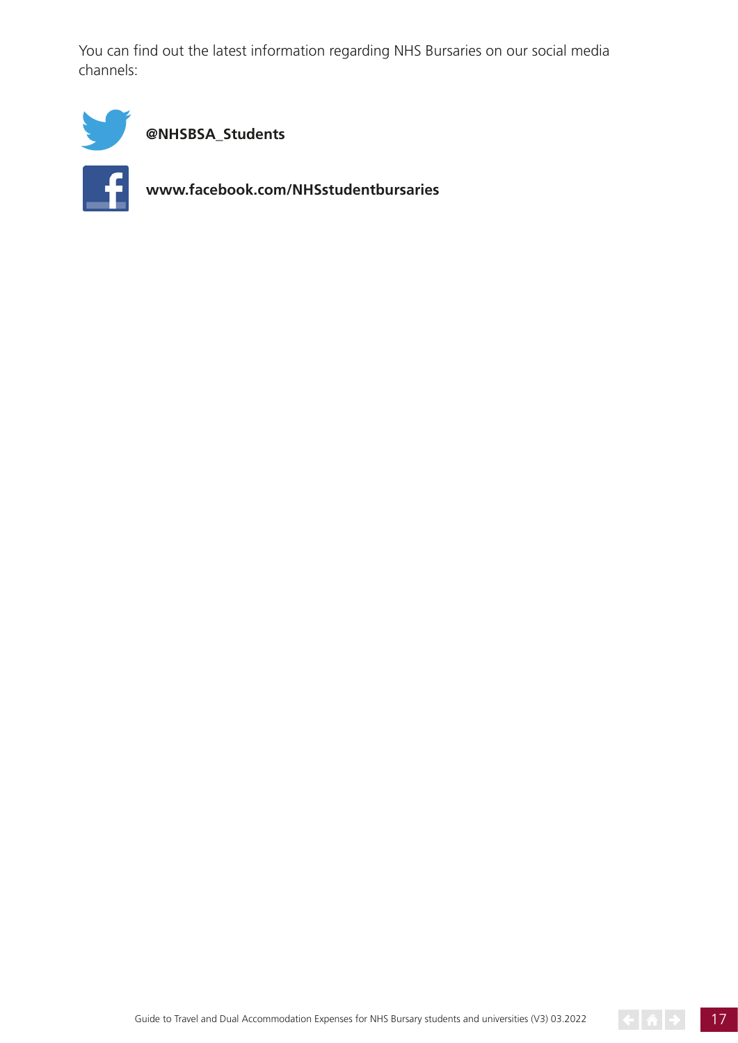You can find out the latest information regarding NHS Bursaries on our social media channels:

**@NHSBSA_Students**

**www.facebook.com/NHSstudentbursaries**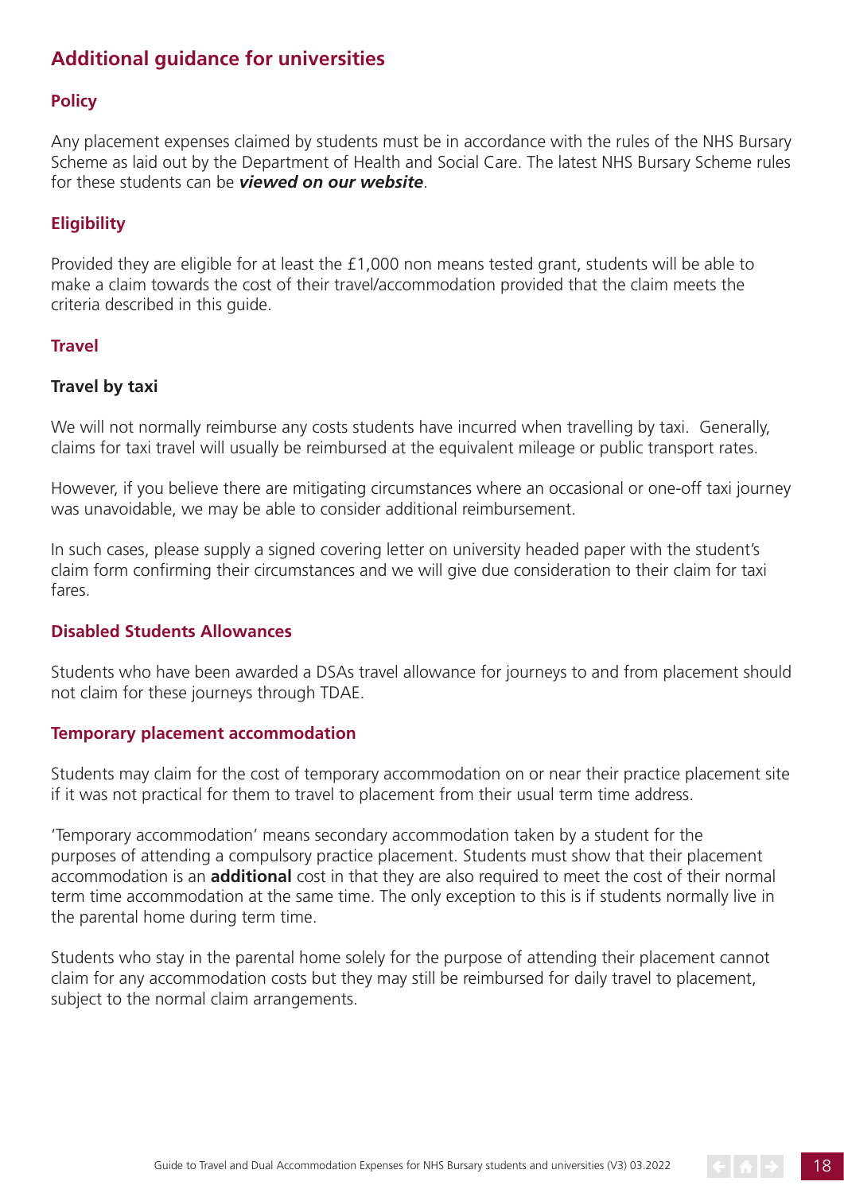## Additional guidance for universities

### Policy

Any placement expenses claimed by students must be in accordance with the rules of the NHS Bursary Scheme as laid out by the Department of Health and Social Care. The latest NHS Bursary Scheme rules for these students can be ***viewed on our website***.

### Eligibility

Provided they are eligible for at least the £1,000 non means tested grant, students will be able to make a claim towards the cost of their travel/accommodation provided that the claim meets the criteria described in this guide.

### Travel

#### Travel by taxi

We will not normally reimburse any costs students have incurred when travelling by taxi. Generally, claims for taxi travel will usually be reimbursed at the equivalent mileage or public transport rates.

However, if you believe there are mitigating circumstances where an occasional or one-off taxi journey was unavoidable, we may be able to consider additional reimbursement.

In such cases, please supply a signed covering letter on university headed paper with the student's claim form confirming their circumstances and we will give due consideration to their claim for taxi fares.

### Disabled Students Allowances

Students who have been awarded a DSAs travel allowance for journeys to and from placement should not claim for these journeys through TDAE.

### Temporary placement accommodation

Students may claim for the cost of temporary accommodation on or near their practice placement site if it was not practical for them to travel to placement from their usual term time address.

'Temporary accommodation' means secondary accommodation taken by a student for the purposes of attending a compulsory practice placement. Students must show that their placement accommodation is an **additional** cost in that they are also required to meet the cost of their normal term time accommodation at the same time. The only exception to this is if students normally live in the parental home during term time.

Students who stay in the parental home solely for the purpose of attending their placement cannot claim for any accommodation costs but they may still be reimbursed for daily travel to placement, subject to the normal claim arrangements.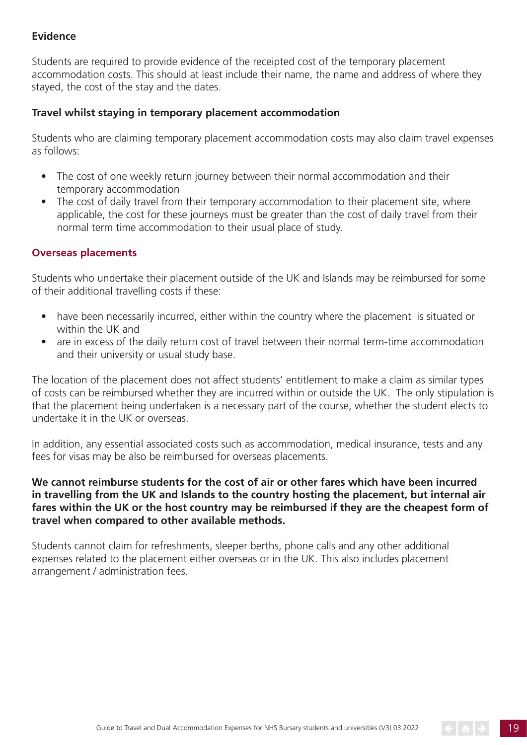### Evidence

Students are required to provide evidence of the receipted cost of the temporary placement accommodation costs. This should at least include their name, the name and address of where they stayed, the cost of the stay and the dates.

### Travel whilst staying in temporary placement accommodation

Students who are claiming temporary placement accommodation costs may also claim travel expenses as follows:

- The cost of one weekly return journey between their normal accommodation and their temporary accommodation
- The cost of daily travel from their temporary accommodation to their placement site, where applicable, the cost for these journeys must be greater than the cost of daily travel from their normal term time accommodation to their usual place of study.

## Overseas placements

Students who undertake their placement outside of the UK and Islands may be reimbursed for some of their additional travelling costs if these:

- have been necessarily incurred, either within the country where the placement is situated or within the UK and
- are in excess of the daily return cost of travel between their normal term-time accommodation and their university or usual study base.

The location of the placement does not affect students' entitlement to make a claim as similar types of costs can be reimbursed whether they are incurred within or outside the UK. The only stipulation is that the placement being undertaken is a necessary part of the course, whether the student elects to undertake it in the UK or overseas.

In addition, any essential associated costs such as accommodation, medical insurance, tests and any fees for visas may be also be reimbursed for overseas placements.

**We cannot reimburse students for the cost of air or other fares which have been incurred in travelling from the UK and Islands to the country hosting the placement, but internal air fares within the UK or the host country may be reimbursed if they are the cheapest form of travel when compared to other available methods.**

Students cannot claim for refreshments, sleeper berths, phone calls and any other additional expenses related to the placement either overseas or in the UK. This also includes placement arrangement / administration fees.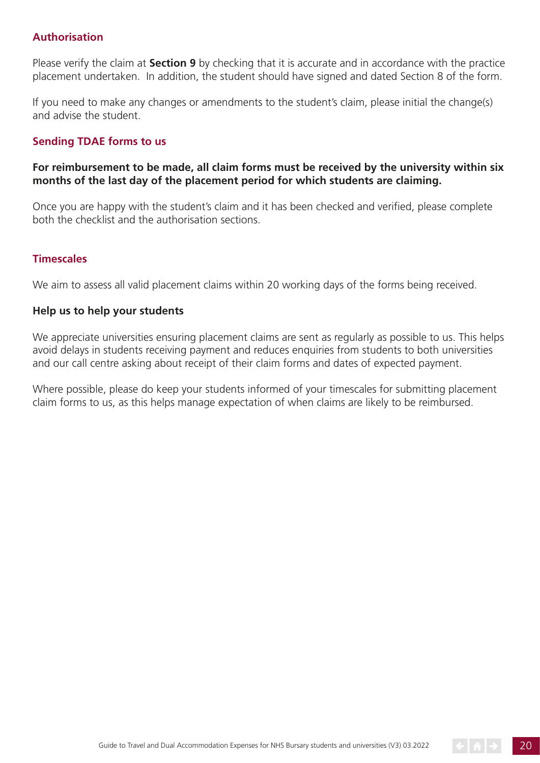### Authorisation

Please verify the claim at **Section 9** by checking that it is accurate and in accordance with the practice placement undertaken. In addition, the student should have signed and dated Section 8 of the form.

If you need to make any changes or amendments to the student's claim, please initial the change(s) and advise the student.

### Sending TDAE forms to us

**For reimbursement to be made, all claim forms must be received by the university within six months of the last day of the placement period for which students are claiming.**

Once you are happy with the student's claim and it has been checked and verified, please complete both the checklist and the authorisation sections.

### Timescales

We aim to assess all valid placement claims within 20 working days of the forms being received.

#### Help us to help your students

We appreciate universities ensuring placement claims are sent as regularly as possible to us. This helps avoid delays in students receiving payment and reduces enquiries from students to both universities and our call centre asking about receipt of their claim forms and dates of expected payment.

Where possible, please do keep your students informed of your timescales for submitting placement claim forms to us, as this helps manage expectation of when claims are likely to be reimbursed.